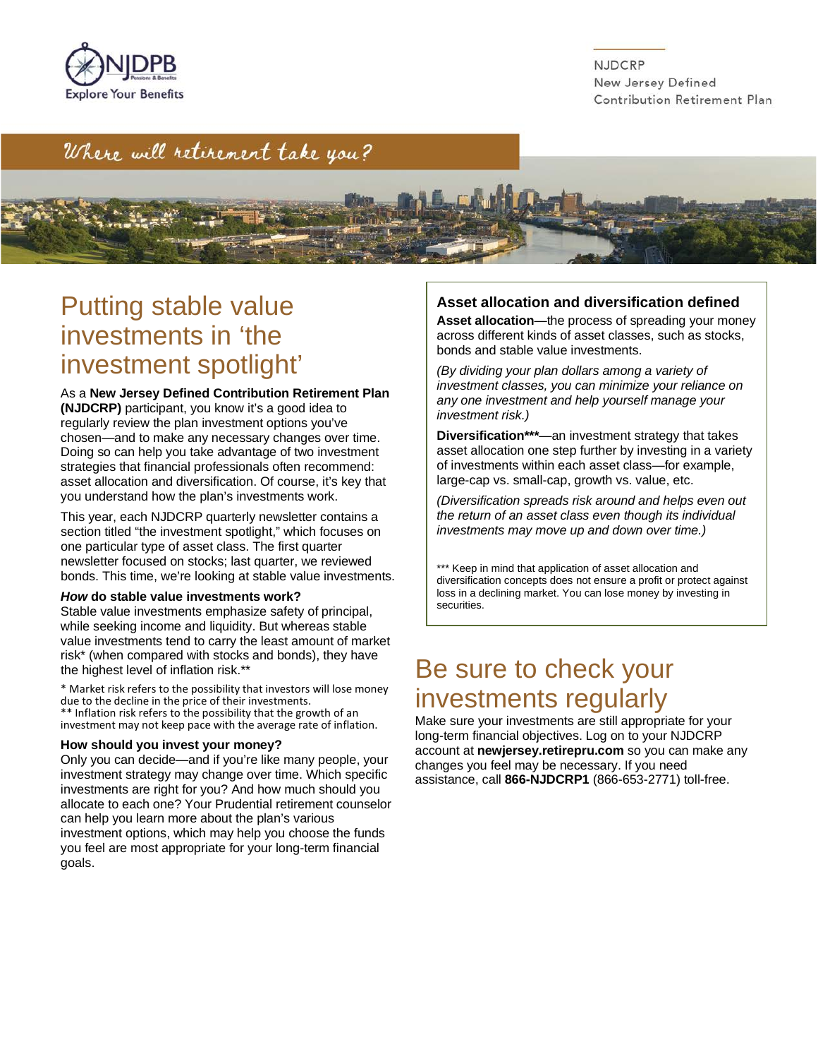NJDPB Pensions & Benefits
Explore Your Benefits

NJDCRP
New Jersey Defined Contribution Retirement Plan

*Where will retirement take you?*

# Putting stable value investments in 'the investment spotlight'

As a **New Jersey Defined Contribution Retirement Plan (NJDCRP)** participant, you know it's a good idea to regularly review the plan investment options you've chosen—and to make any necessary changes over time. Doing so can help you take advantage of two investment strategies that financial professionals often recommend: asset allocation and diversification. Of course, it's key that you understand how the plan's investments work.

This year, each NJDCRP quarterly newsletter contains a section titled "the investment spotlight," which focuses on one particular type of asset class. The first quarter newsletter focused on stocks; last quarter, we reviewed bonds. This time, we're looking at stable value investments.

### ***How*** do stable value investments work?

Stable value investments emphasize safety of principal, while seeking income and liquidity. But whereas stable value investments tend to carry the least amount of market risk* (when compared with stocks and bonds), they have the highest level of inflation risk.**

\* Market risk refers to the possibility that investors will lose money due to the decline in the price of their investments.
** Inflation risk refers to the possibility that the growth of an investment may not keep pace with the average rate of inflation.

### How should you invest your money?

Only you can decide—and if you're like many people, your investment strategy may change over time. Which specific investments are right for you? And how much should you allocate to each one? Your Prudential retirement counselor can help you learn more about the plan's various investment options, which may help you choose the funds you feel are most appropriate for your long-term financial goals.

### Asset allocation and diversification defined

**Asset allocation**—the process of spreading your money across different kinds of asset classes, such as stocks, bonds and stable value investments.

*(By dividing your plan dollars among a variety of investment classes, you can minimize your reliance on any one investment and help yourself manage your investment risk.)*

**Diversification*****—an investment strategy that takes asset allocation one step further by investing in a variety of investments within each asset class—for example, large-cap vs. small-cap, growth vs. value, etc.

*(Diversification spreads risk around and helps even out the return of an asset class even though its individual investments may move up and down over time.)*

*** Keep in mind that application of asset allocation and diversification concepts does not ensure a profit or protect against loss in a declining market. You can lose money by investing in securities.

# Be sure to check your investments regularly

Make sure your investments are still appropriate for your long-term financial objectives. Log on to your NJDCRP account at **newjersey.retirepru.com** so you can make any changes you feel may be necessary. If you need assistance, call **866-NJDCRP1** (866-653-2771) toll-free.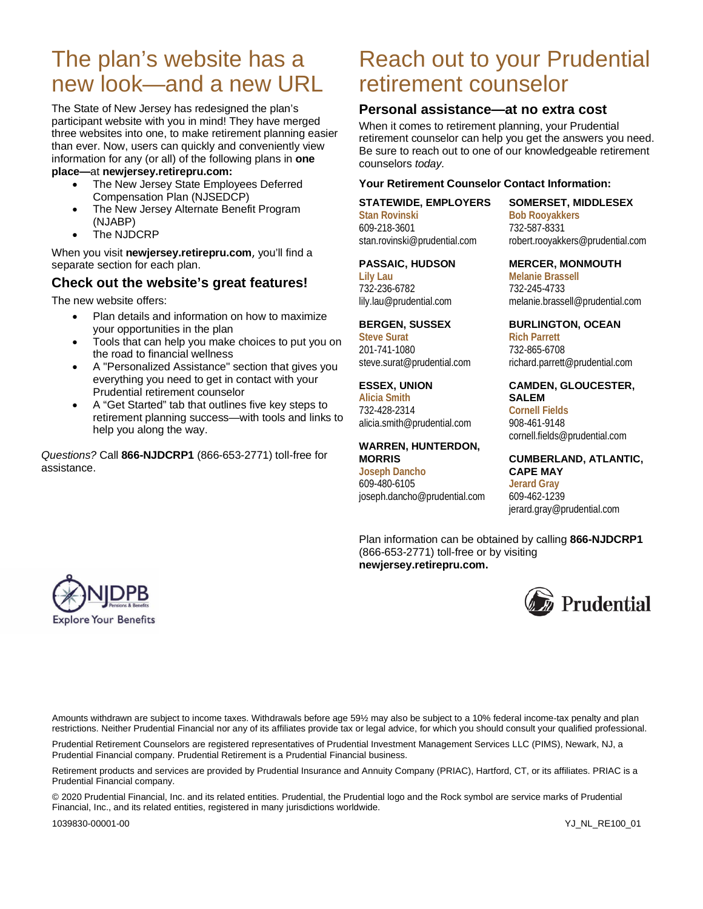# The plan's website has a new look—and a new URL

The State of New Jersey has redesigned the plan's participant website with you in mind! They have merged three websites into one, to make retirement planning easier than ever. Now, users can quickly and conveniently view information for any (or all) of the following plans in **one place—**at **newjersey.retirepru.com:**

- The New Jersey State Employees Deferred Compensation Plan (NJSEDCP)
- The New Jersey Alternate Benefit Program (NJABP)
- The NJDCRP

When you visit **newjersey.retirepru.com**, you'll find a separate section for each plan.

## Check out the website's great features!

The new website offers:

- Plan details and information on how to maximize your opportunities in the plan
- Tools that can help you make choices to put you on the road to financial wellness
- A "Personalized Assistance" section that gives you everything you need to get in contact with your Prudential retirement counselor
- A "Get Started" tab that outlines five key steps to retirement planning success—with tools and links to help you along the way.

*Questions?* Call **866-NJDCRP1** (866-653-2771) toll-free for assistance.

# Reach out to your Prudential retirement counselor

## Personal assistance—at no extra cost

When it comes to retirement planning, your Prudential retirement counselor can help you get the answers you need. Be sure to reach out to one of our knowledgeable retirement counselors *today*.

**Your Retirement Counselor Contact Information:**

**STATEWIDE, EMPLOYERS**
Stan Rovinski
609-218-3601
stan.rovinski@prudential.com

**PASSAIC, HUDSON**
Lily Lau
732-236-6782
lily.lau@prudential.com

**BERGEN, SUSSEX**
Steve Surat
201-741-1080
steve.surat@prudential.com

**ESSEX, UNION**
Alicia Smith
732-428-2314
alicia.smith@prudential.com

**WARREN, HUNTERDON, MORRIS**
Joseph Dancho
609-480-6105
joseph.dancho@prudential.com

**SOMERSET, MIDDLESEX**
Bob Rooyakkers
732-587-8331
robert.rooyakkers@prudential.com

**MERCER, MONMOUTH**
Melanie Brassell
732-245-4733
melanie.brassell@prudential.com

**BURLINGTON, OCEAN**
Rich Parrett
732-865-6708
richard.parrett@prudential.com

**CAMDEN, GLOUCESTER, SALEM**
Cornell Fields
908-461-9148
cornell.fields@prudential.com

**CUMBERLAND, ATLANTIC, CAPE MAY**
Jerard Gray
609-462-1239
jerard.gray@prudential.com

Plan information can be obtained by calling **866-NJDCRP1** (866-653-2771) toll-free or by visiting **newjersey.retirepru.com.**

NJDPB Pensions & Benefits
Explore Your Benefits

Prudential

Amounts withdrawn are subject to income taxes. Withdrawals before age 59½ may also be subject to a 10% federal income-tax penalty and plan restrictions. Neither Prudential Financial nor any of its affiliates provide tax or legal advice, for which you should consult your qualified professional.

Prudential Retirement Counselors are registered representatives of Prudential Investment Management Services LLC (PIMS), Newark, NJ, a Prudential Financial company. Prudential Retirement is a Prudential Financial business.

Retirement products and services are provided by Prudential Insurance and Annuity Company (PRIAC), Hartford, CT, or its affiliates. PRIAC is a Prudential Financial company.

© 2020 Prudential Financial, Inc. and its related entities. Prudential, the Prudential logo and the Rock symbol are service marks of Prudential Financial, Inc., and its related entities, registered in many jurisdictions worldwide.

1039830-00001-00 YJ_NL_RE100_01